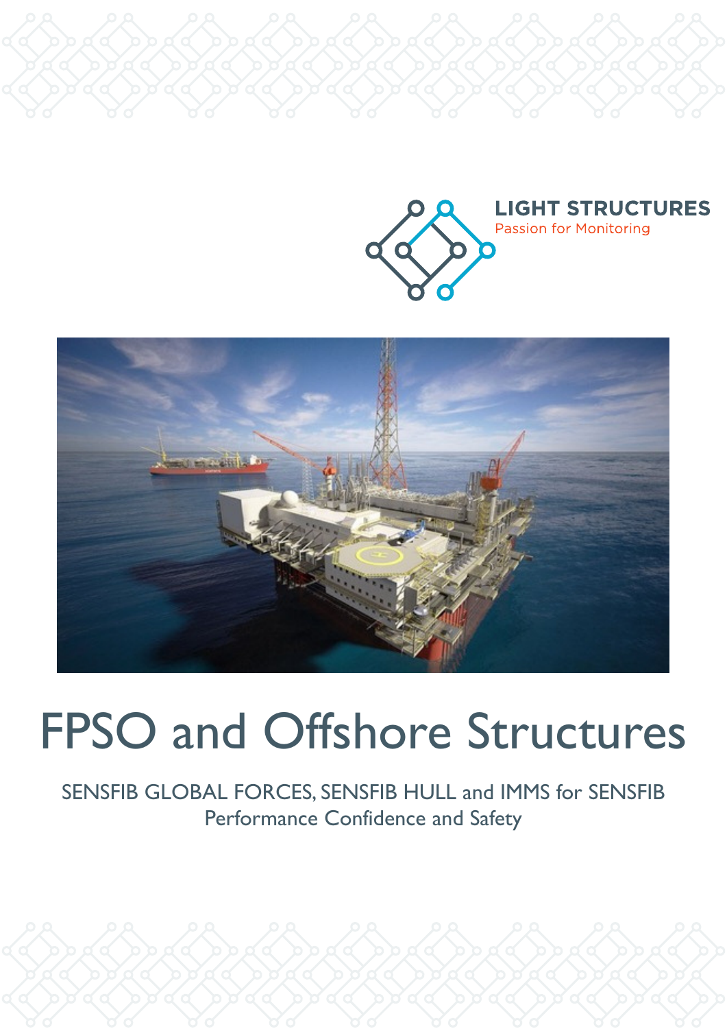LIGHT STRUCTURES

Passion for Monitoring

# FPSO and Offshore Structures

SENSFIB GLOBAL FORCES, SENSFIB HULL and IMMS for SENSFIB

Performance Confidence and Safety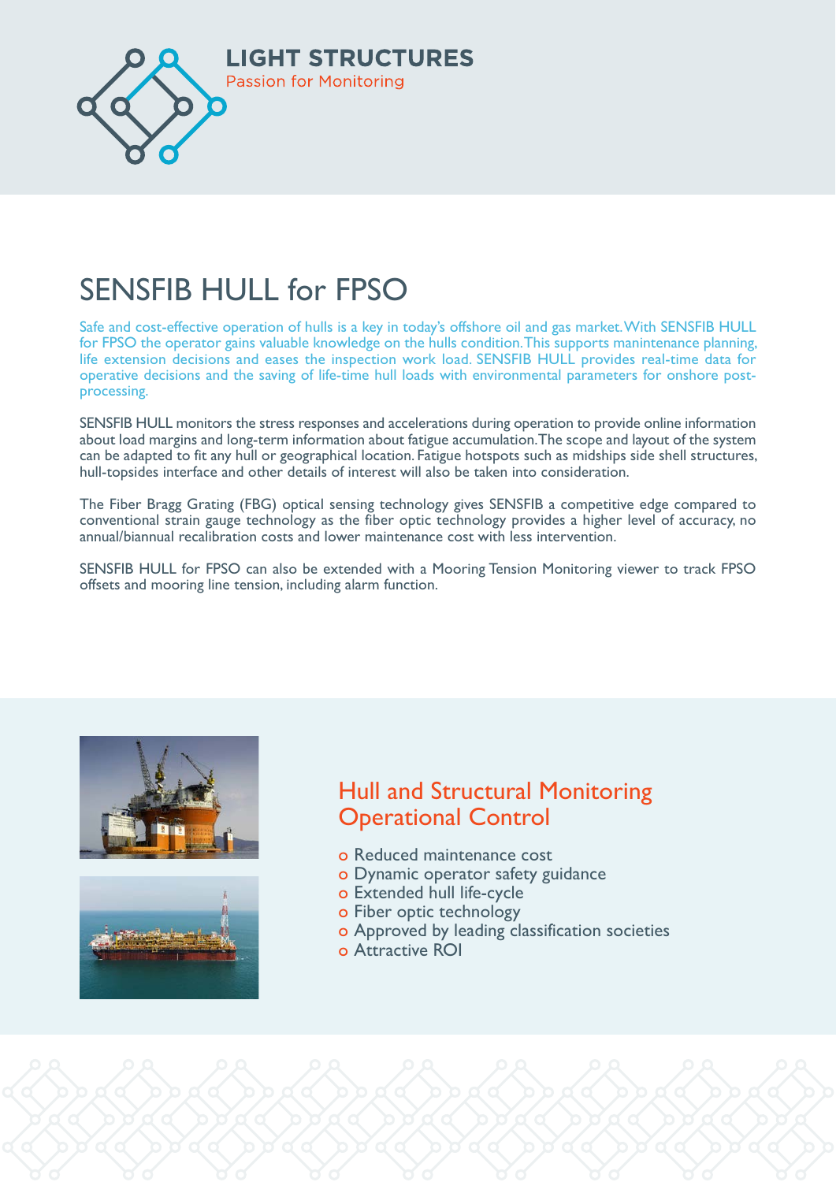LIGHT STRUCTURES

Passion for Monitoring

# SENSFIB HULL for FPSO

Safe and cost-effective operation of hulls is a key in today's offshore oil and gas market. With SENSFIB HULL for FPSO the operator gains valuable knowledge on the hulls condition. This supports manintenance planning, life extension decisions and eases the inspection work load. SENSFIB HULL provides real-time data for operative decisions and the saving of life-time hull loads with environmental parameters for onshore post-processing.

SENSFIB HULL monitors the stress responses and accelerations during operation to provide online information about load margins and long-term information about fatigue accumulation. The scope and layout of the system can be adapted to fit any hull or geographical location. Fatigue hotspots such as midships side shell structures, hull-topsides interface and other details of interest will also be taken into consideration.

The Fiber Bragg Grating (FBG) optical sensing technology gives SENSFIB a competitive edge compared to conventional strain gauge technology as the fiber optic technology provides a higher level of accuracy, no annual/biannual recalibration costs and lower maintenance cost with less intervention.

SENSFIB HULL for FPSO can also be extended with a Mooring Tension Monitoring viewer to track FPSO offsets and mooring line tension, including alarm function.

## Hull and Structural Monitoring Operational Control

- Reduced maintenance cost
- Dynamic operator safety guidance
- Extended hull life-cycle
- Fiber optic technology
- Approved by leading classification societies
- Attractive ROI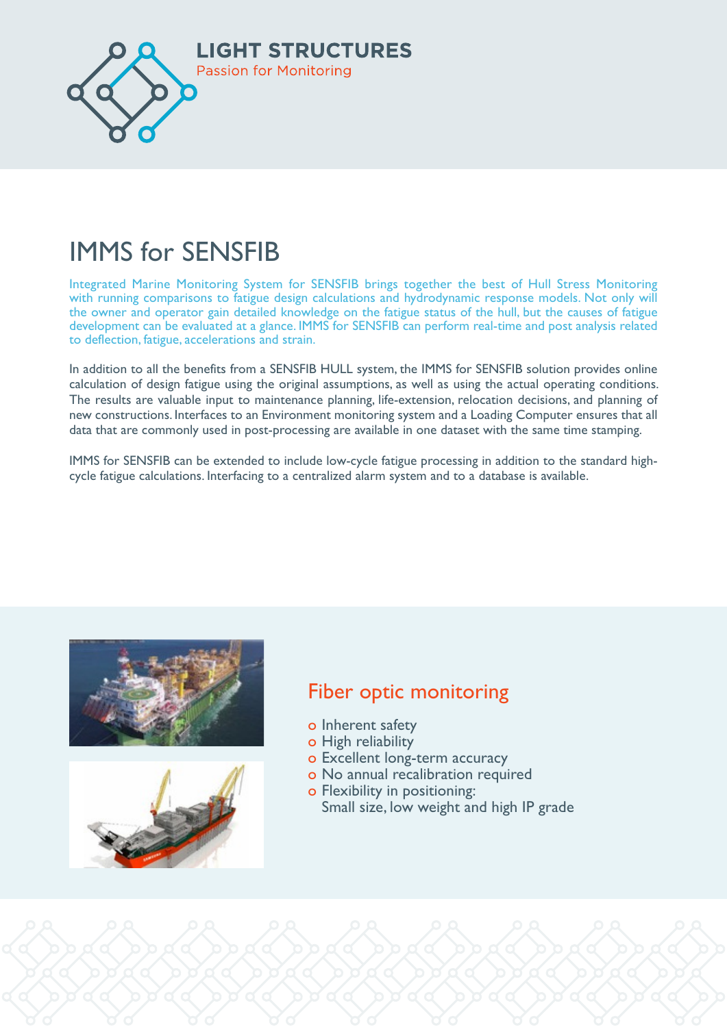LIGHT STRUCTURES

Passion for Monitoring

# IMMS for SENSFIB

Integrated Marine Monitoring System for SENSFIB brings together the best of Hull Stress Monitoring with running comparisons to fatigue design calculations and hydrodynamic response models. Not only will the owner and operator gain detailed knowledge on the fatigue status of the hull, but the causes of fatigue development can be evaluated at a glance. IMMS for SENSFIB can perform real-time and post analysis related to deflection, fatigue, accelerations and strain.

In addition to all the benefits from a SENSFIB HULL system, the IMMS for SENSFIB solution provides online calculation of design fatigue using the original assumptions, as well as using the actual operating conditions. The results are valuable input to maintenance planning, life-extension, relocation decisions, and planning of new constructions. Interfaces to an Environment monitoring system and a Loading Computer ensures that all data that are commonly used in post-processing are available in one dataset with the same time stamping.

IMMS for SENSFIB can be extended to include low-cycle fatigue processing in addition to the standard high-cycle fatigue calculations. Interfacing to a centralized alarm system and to a database is available.

## Fiber optic monitoring

- Inherent safety
- High reliability
- Excellent long-term accuracy
- No annual recalibration required
- Flexibility in positioning:
  Small size, low weight and high IP grade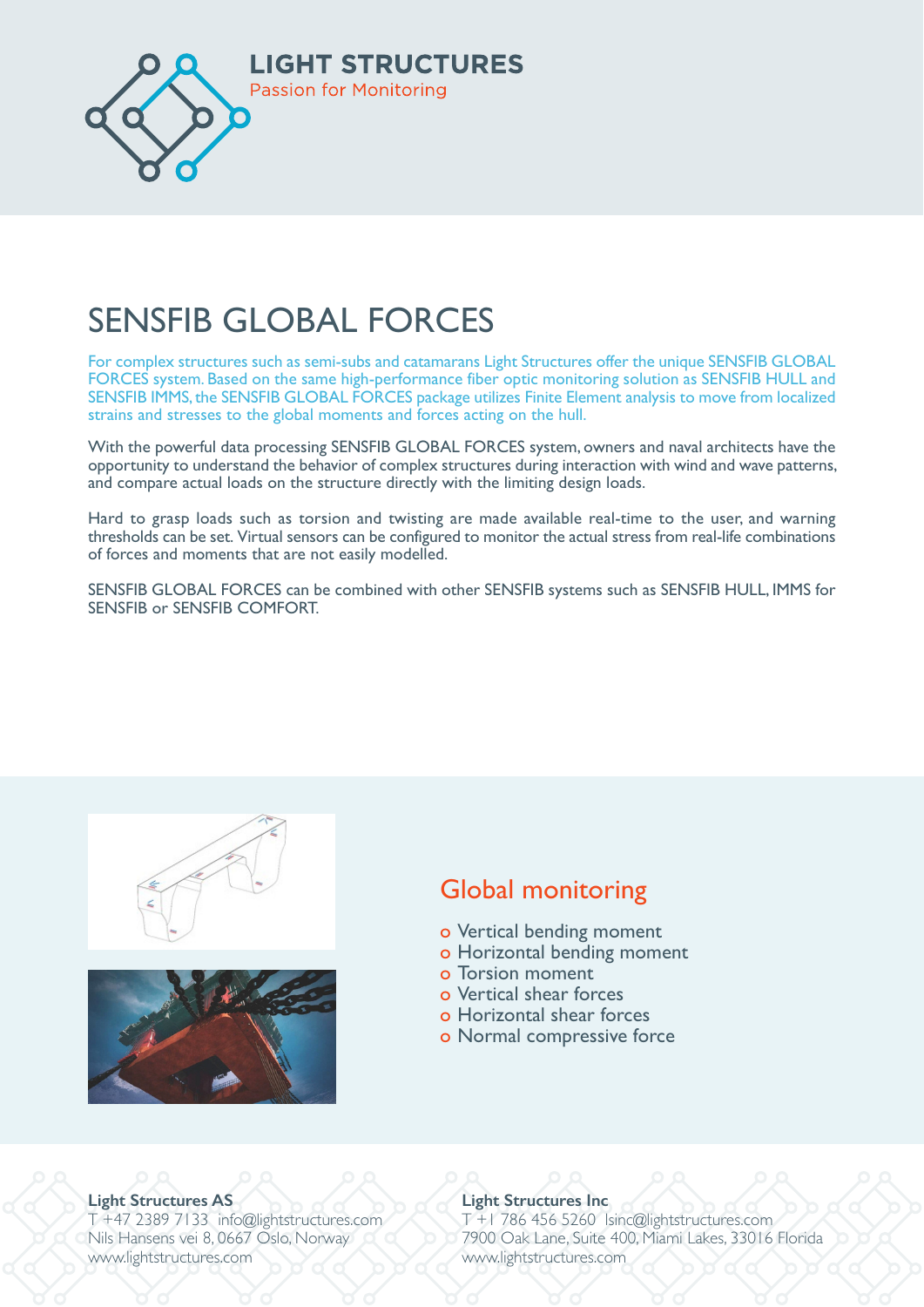**LIGHT STRUCTURES**
Passion for Monitoring

# SENSFIB GLOBAL FORCES

For complex structures such as semi-subs and catamarans Light Structures offer the unique SENSFIB GLOBAL FORCES system. Based on the same high-performance fiber optic monitoring solution as SENSFIB HULL and SENSFIB IMMS, the SENSFIB GLOBAL FORCES package utilizes Finite Element analysis to move from localized strains and stresses to the global moments and forces acting on the hull.

With the powerful data processing SENSFIB GLOBAL FORCES system, owners and naval architects have the opportunity to understand the behavior of complex structures during interaction with wind and wave patterns, and compare actual loads on the structure directly with the limiting design loads.

Hard to grasp loads such as torsion and twisting are made available real-time to the user, and warning thresholds can be set. Virtual sensors can be configured to monitor the actual stress from real-life combinations of forces and moments that are not easily modelled.

SENSFIB GLOBAL FORCES can be combined with other SENSFIB systems such as SENSFIB HULL, IMMS for SENSFIB or SENSFIB COMFORT.

## Global monitoring

- Vertical bending moment
- Horizontal bending moment
- Torsion moment
- Vertical shear forces
- Horizontal shear forces
- Normal compressive force

**Light Structures AS**
T +47 2389 7133 info@lightstructures.com
Nils Hansens vei 8, 0667 Oslo, Norway
www.lightstructures.com

**Light Structures Inc**
T +1 786 456 5260 lsinc@lightstructures.com
7900 Oak Lane, Suite 400, Miami Lakes, 33016 Florida
www.lightstructures.com